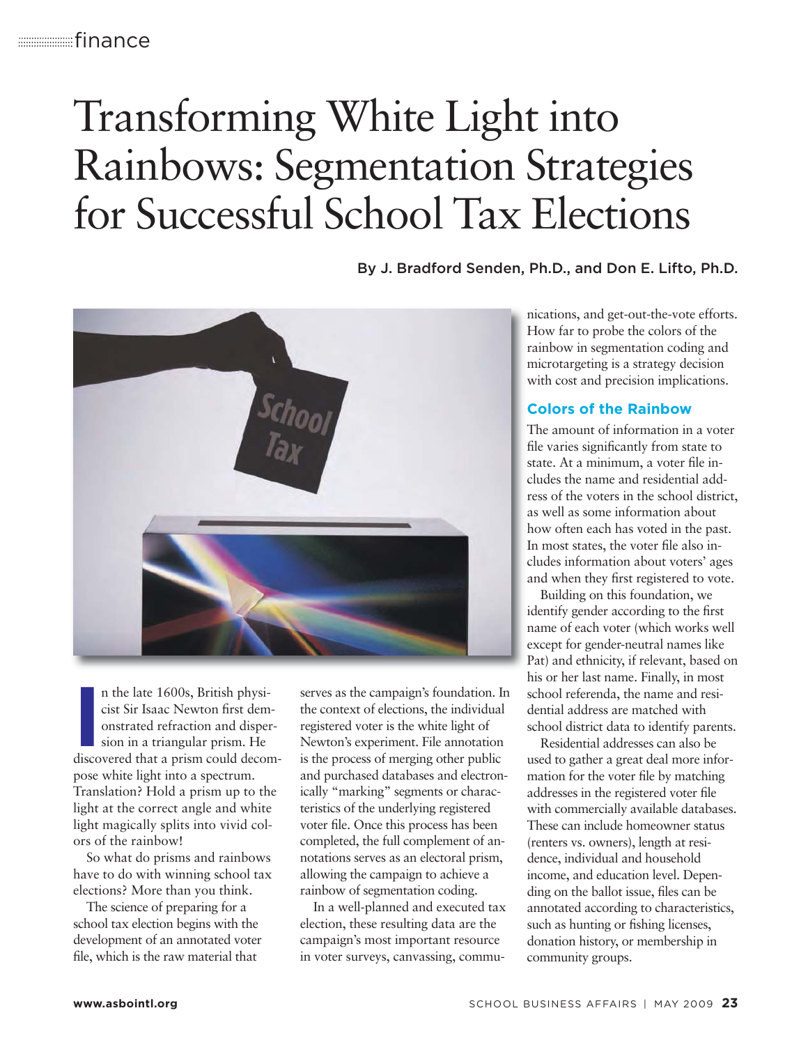finance

# Transforming White Light into Rainbows: Segmentation Strategies for Successful School Tax Elections

By J. Bradford Senden, Ph.D., and Don E. Lifto, Ph.D.

In the late 1600s, British physicist Sir Isaac Newton first demonstrated refraction and dispersion in a triangular prism. He discovered that a prism could decompose white light into a spectrum. Translation? Hold a prism up to the light at the correct angle and white light magically splits into vivid colors of the rainbow!

So what do prisms and rainbows have to do with winning school tax elections? More than you think.

The science of preparing for a school tax election begins with the development of an annotated voter file, which is the raw material that serves as the campaign's foundation. In the context of elections, the individual registered voter is the white light of Newton's experiment. File annotation is the process of merging other public and purchased databases and electronically "marking" segments or characteristics of the underlying registered voter file. Once this process has been completed, the full complement of annotations serves as an electoral prism, allowing the campaign to achieve a rainbow of segmentation coding.

In a well-planned and executed tax election, these resulting data are the campaign's most important resource in voter surveys, canvassing, communications, and get-out-the-vote efforts. How far to probe the colors of the rainbow in segmentation coding and microtargeting is a strategy decision with cost and precision implications.

## Colors of the Rainbow

The amount of information in a voter file varies significantly from state to state. At a minimum, a voter file includes the name and residential address of the voters in the school district, as well as some information about how often each has voted in the past. In most states, the voter file also includes information about voters' ages and when they first registered to vote.

Building on this foundation, we identify gender according to the first name of each voter (which works well except for gender-neutral names like Pat) and ethnicity, if relevant, based on his or her last name. Finally, in most school referenda, the name and residential address are matched with school district data to identify parents.

Residential addresses can also be used to gather a great deal more information for the voter file by matching addresses in the registered voter file with commercially available databases. These can include homeowner status (renters vs. owners), length at residence, individual and household income, and education level. Depending on the ballot issue, files can be annotated according to characteristics, such as hunting or fishing licenses, donation history, or membership in community groups.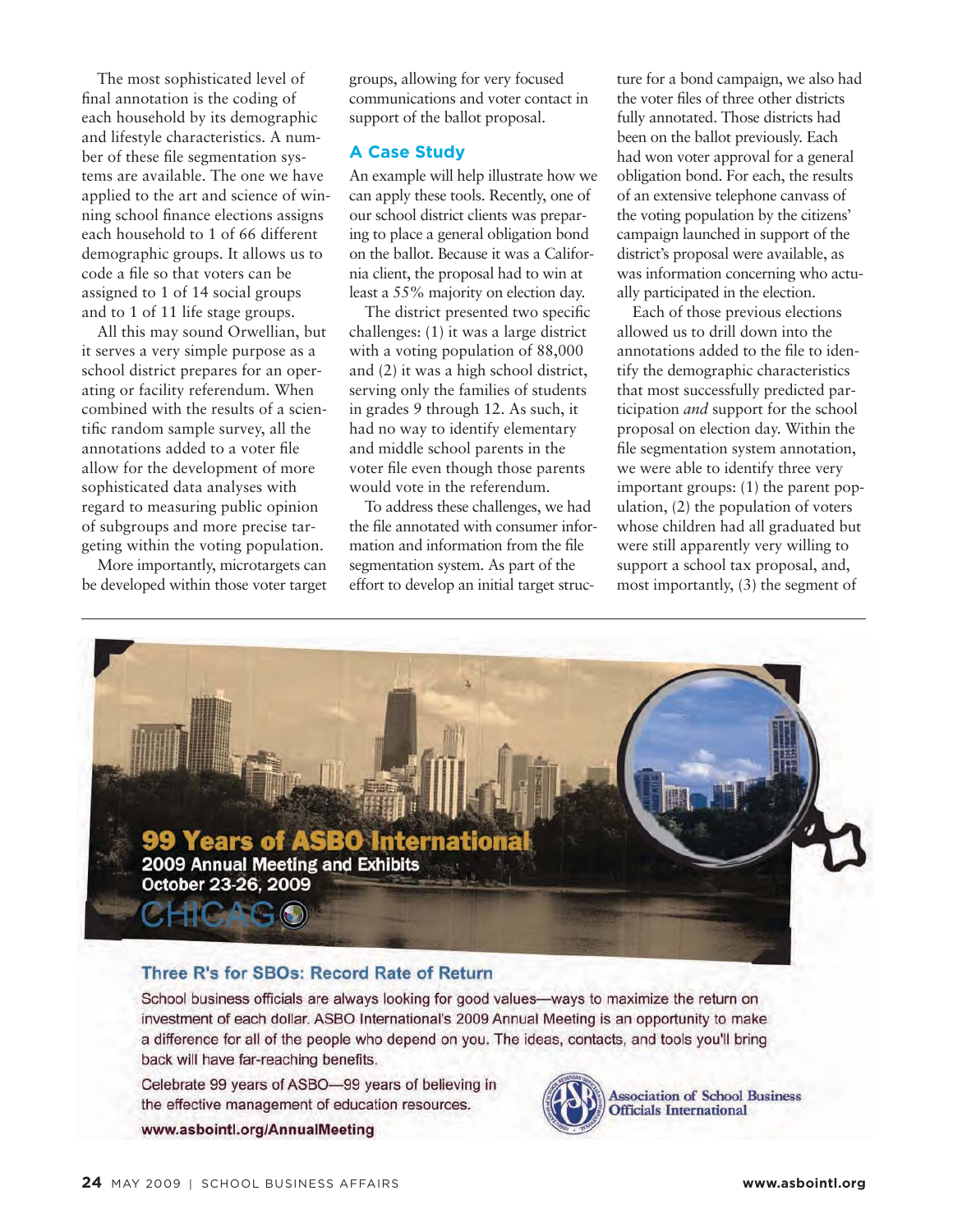The most sophisticated level of final annotation is the coding of each household by its demographic and lifestyle characteristics. A number of these file segmentation systems are available. The one we have applied to the art and science of winning school finance elections assigns each household to 1 of 66 different demographic groups. It allows us to code a file so that voters can be assigned to 1 of 14 social groups and to 1 of 11 life stage groups.

All this may sound Orwellian, but it serves a very simple purpose as a school district prepares for an operating or facility referendum. When combined with the results of a scientific random sample survey, all the annotations added to a voter file allow for the development of more sophisticated data analyses with regard to measuring public opinion of subgroups and more precise targeting within the voting population.

More importantly, microtargets can be developed within those voter target groups, allowing for very focused communications and voter contact in support of the ballot proposal.

## A Case Study

An example will help illustrate how we can apply these tools. Recently, one of our school district clients was preparing to place a general obligation bond on the ballot. Because it was a California client, the proposal had to win at least a 55% majority on election day.

The district presented two specific challenges: (1) it was a large district with a voting population of 88,000 and (2) it was a high school district, serving only the families of students in grades 9 through 12. As such, it had no way to identify elementary and middle school parents in the voter file even though those parents would vote in the referendum.

To address these challenges, we had the file annotated with consumer information and information from the file segmentation system. As part of the effort to develop an initial target structure for a bond campaign, we also had the voter files of three other districts fully annotated. Those districts had been on the ballot previously. Each had won voter approval for a general obligation bond. For each, the results of an extensive telephone canvass of the voting population by the citizens' campaign launched in support of the district's proposal were available, as was information concerning who actually participated in the election.

Each of those previous elections allowed us to drill down into the annotations added to the file to identify the demographic characteristics that most successfully predicted participation *and* support for the school proposal on election day. Within the file segmentation system annotation, we were able to identify three very important groups: (1) the parent population, (2) the population of voters whose children had all graduated but were still apparently very willing to support a school tax proposal, and, most importantly, (3) the segment of

**99 Years of ASBO International**
**2009 Annual Meeting and Exhibits**
**October 23-26, 2009**
CHICAGO

### Three R's for SBOs: Record Rate of Return

School business officials are always looking for good values—ways to maximize the return on investment of each dollar. ASBO International's 2009 Annual Meeting is an opportunity to make a difference for all of the people who depend on you. The ideas, contacts, and tools you'll bring back will have far-reaching benefits.

Celebrate 99 years of ASBO—99 years of believing in the effective management of education resources.

**www.asbointl.org/AnnualMeeting**

Association of School Business Officials International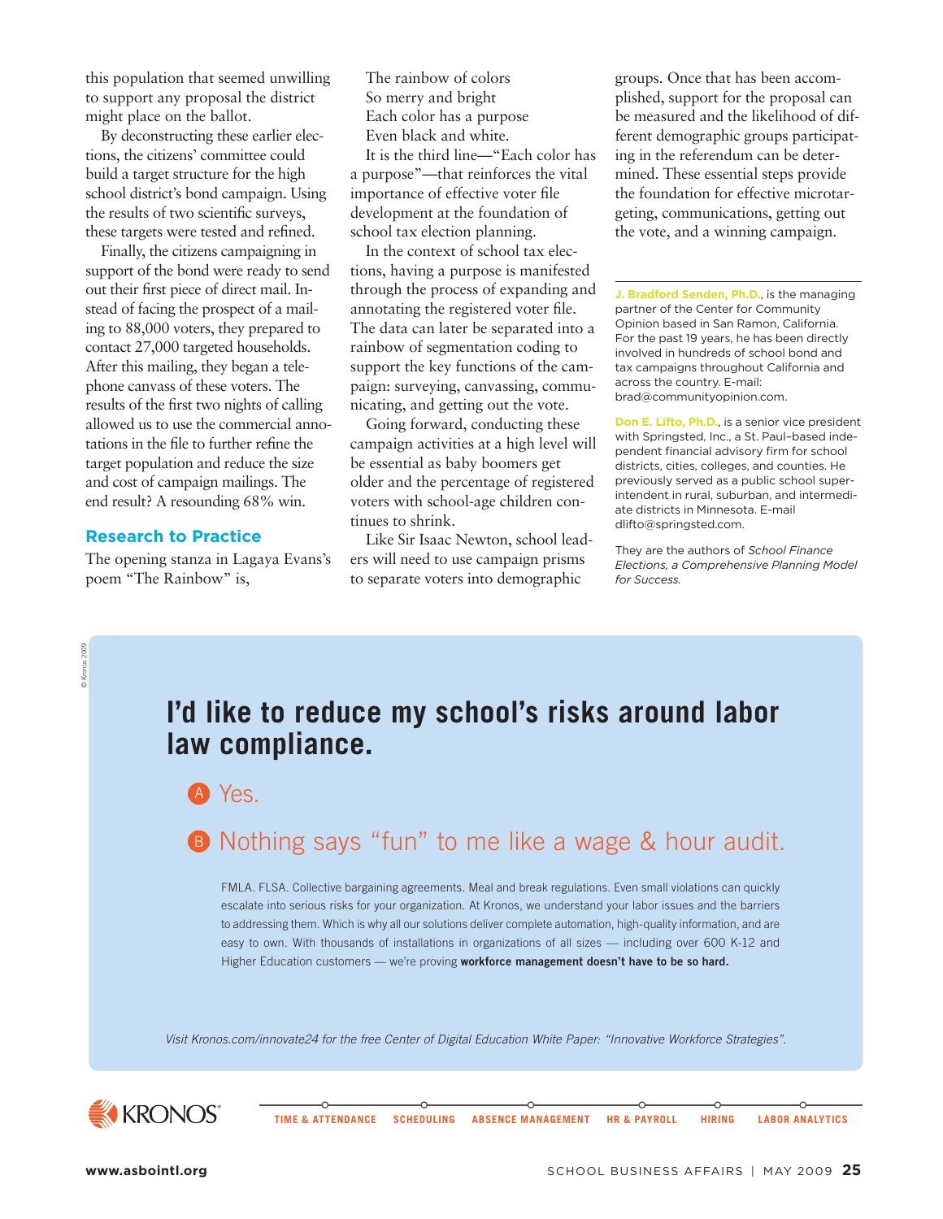this population that seemed unwilling to support any proposal the district might place on the ballot.

By deconstructing these earlier elections, the citizens' committee could build a target structure for the high school district's bond campaign. Using the results of two scientific surveys, these targets were tested and refined.

Finally, the citizens campaigning in support of the bond were ready to send out their first piece of direct mail. Instead of facing the prospect of a mailing to 88,000 voters, they prepared to contact 27,000 targeted households. After this mailing, they began a telephone canvass of these voters. The results of the first two nights of calling allowed us to use the commercial annotations in the file to further refine the target population and reduce the size and cost of campaign mailings. The end result? A resounding 68% win.

## Research to Practice

The opening stanza in Lagaya Evans's poem "The Rainbow" is,

> The rainbow of colors
> So merry and bright
> Each color has a purpose
> Even black and white.

It is the third line—"Each color has a purpose"—that reinforces the vital importance of effective voter file development at the foundation of school tax election planning.

In the context of school tax elections, having a purpose is manifested through the process of expanding and annotating the registered voter file. The data can later be separated into a rainbow of segmentation coding to support the key functions of the campaign: surveying, canvassing, communicating, and getting out the vote.

Going forward, conducting these campaign activities at a high level will be essential as baby boomers get older and the percentage of registered voters with school-age children continues to shrink.

Like Sir Isaac Newton, school leaders will need to use campaign prisms to separate voters into demographic groups. Once that has been accomplished, support for the proposal can be measured and the likelihood of different demographic groups participating in the referendum can be determined. These essential steps provide the foundation for effective microtargeting, communications, getting out the vote, and a winning campaign.

---

**J. Bradford Senden, Ph.D.**, is the managing partner of the Center for Community Opinion based in San Ramon, California. For the past 19 years, he has been directly involved in hundreds of school bond and tax campaigns throughout California and across the country. E-mail: brad@communityopinion.com.

**Don E. Lifto, Ph.D.**, is a senior vice president with Springsted, Inc., a St. Paul–based independent financial advisory firm for school districts, cities, colleges, and counties. He previously served as a public school superintendent in rural, suburban, and intermediate districts in Minnesota. E-mail dlifto@springsted.com.

They are the authors of *School Finance Elections, a Comprehensive Planning Model for Success.*

---

© Kronos 2009

**I'd like to reduce my school's risks around labor law compliance.**

A Yes.

B Nothing says "fun" to me like a wage & hour audit.

FMLA. FLSA. Collective bargaining agreements. Meal and break regulations. Even small violations can quickly escalate into serious risks for your organization. At Kronos, we understand your labor issues and the barriers to addressing them. Which is why all our solutions deliver complete automation, high-quality information, and are easy to own. With thousands of installations in organizations of all sizes — including over 600 K-12 and Higher Education customers — we're proving **workforce management doesn't have to be so hard.**

*Visit Kronos.com/innovate24 for the free Center of Digital Education White Paper: "Innovative Workforce Strategies".*

KRONOS®

TIME & ATTENDANCE | SCHEDULING | ABSENCE MANAGEMENT | HR & PAYROLL | HIRING | LABOR ANALYTICS